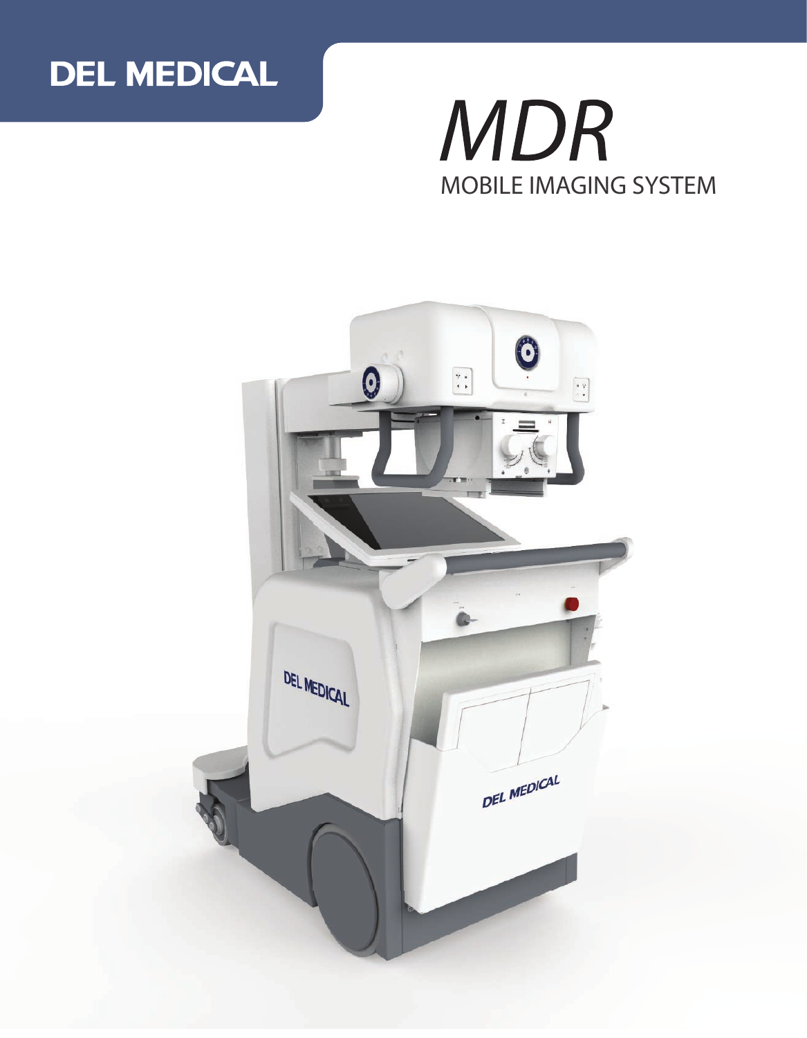DEL MEDICAL

# *MDR*

## MOBILE IMAGING SYSTEM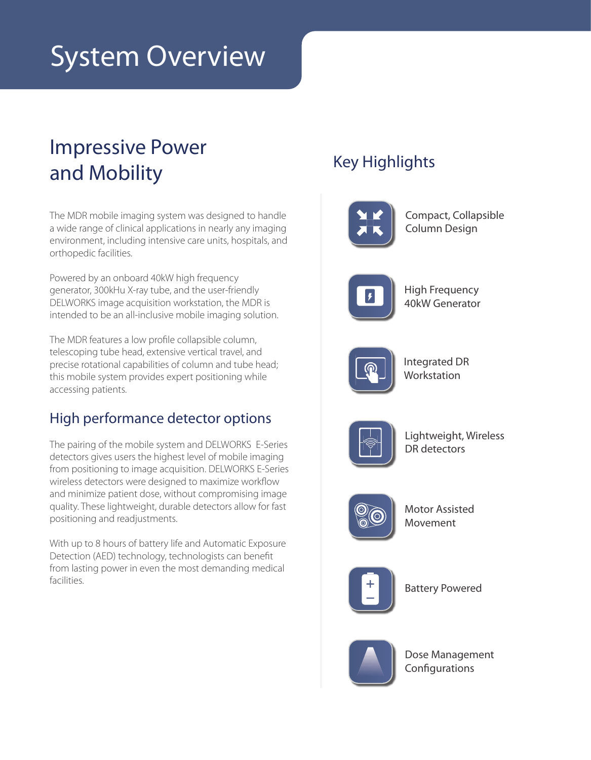# System Overview

## Impressive Power and Mobility

The MDR mobile imaging system was designed to handle a wide range of clinical applications in nearly any imaging environment, including intensive care units, hospitals, and orthopedic facilities.

Powered by an onboard 40kW high frequency generator, 300kHu X-ray tube, and the user-friendly DELWORKS image acquisition workstation, the MDR is intended to be an all-inclusive mobile imaging solution.

The MDR features a low profile collapsible column, telescoping tube head, extensive vertical travel, and precise rotational capabilities of column and tube head; this mobile system provides expert positioning while accessing patients.

### High performance detector options

The pairing of the mobile system and DELWORKS E-Series detectors gives users the highest level of mobile imaging from positioning to image acquisition. DELWORKS E-Series wireless detectors were designed to maximize workflow and minimize patient dose, without compromising image quality. These lightweight, durable detectors allow for fast positioning and readjustments.

With up to 8 hours of battery life and Automatic Exposure Detection (AED) technology, technologists can benefit from lasting power in even the most demanding medical facilities.

## Key Highlights

- Compact, Collapsible Column Design
- High Frequency 40kW Generator
- Integrated DR Workstation
- Lightweight, Wireless DR detectors
- Motor Assisted Movement
- Battery Powered
- Dose Management Configurations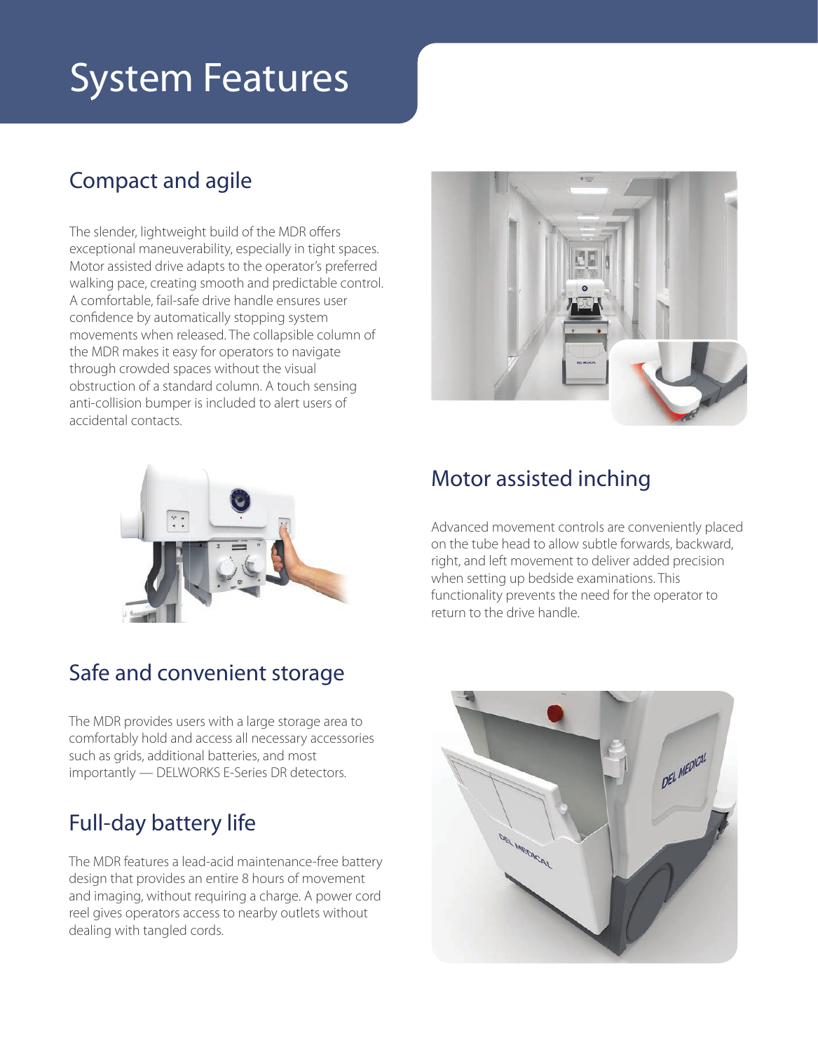# System Features

## Compact and agile

The slender, lightweight build of the MDR offers exceptional maneuverability, especially in tight spaces. Motor assisted drive adapts to the operator's preferred walking pace, creating smooth and predictable control. A comfortable, fail-safe drive handle ensures user confidence by automatically stopping system movements when released. The collapsible column of the MDR makes it easy for operators to navigate through crowded spaces without the visual obstruction of a standard column. A touch sensing anti-collision bumper is included to alert users of accidental contacts.

## Motor assisted inching

Advanced movement controls are conveniently placed on the tube head to allow subtle forwards, backward, right, and left movement to deliver added precision when setting up bedside examinations. This functionality prevents the need for the operator to return to the drive handle.

## Safe and convenient storage

The MDR provides users with a large storage area to comfortably hold and access all necessary accessories such as grids, additional batteries, and most importantly — DELWORKS E-Series DR detectors.

## Full-day battery life

The MDR features a lead-acid maintenance-free battery design that provides an entire 8 hours of movement and imaging, without requiring a charge. A power cord reel gives operators access to nearby outlets without dealing with tangled cords.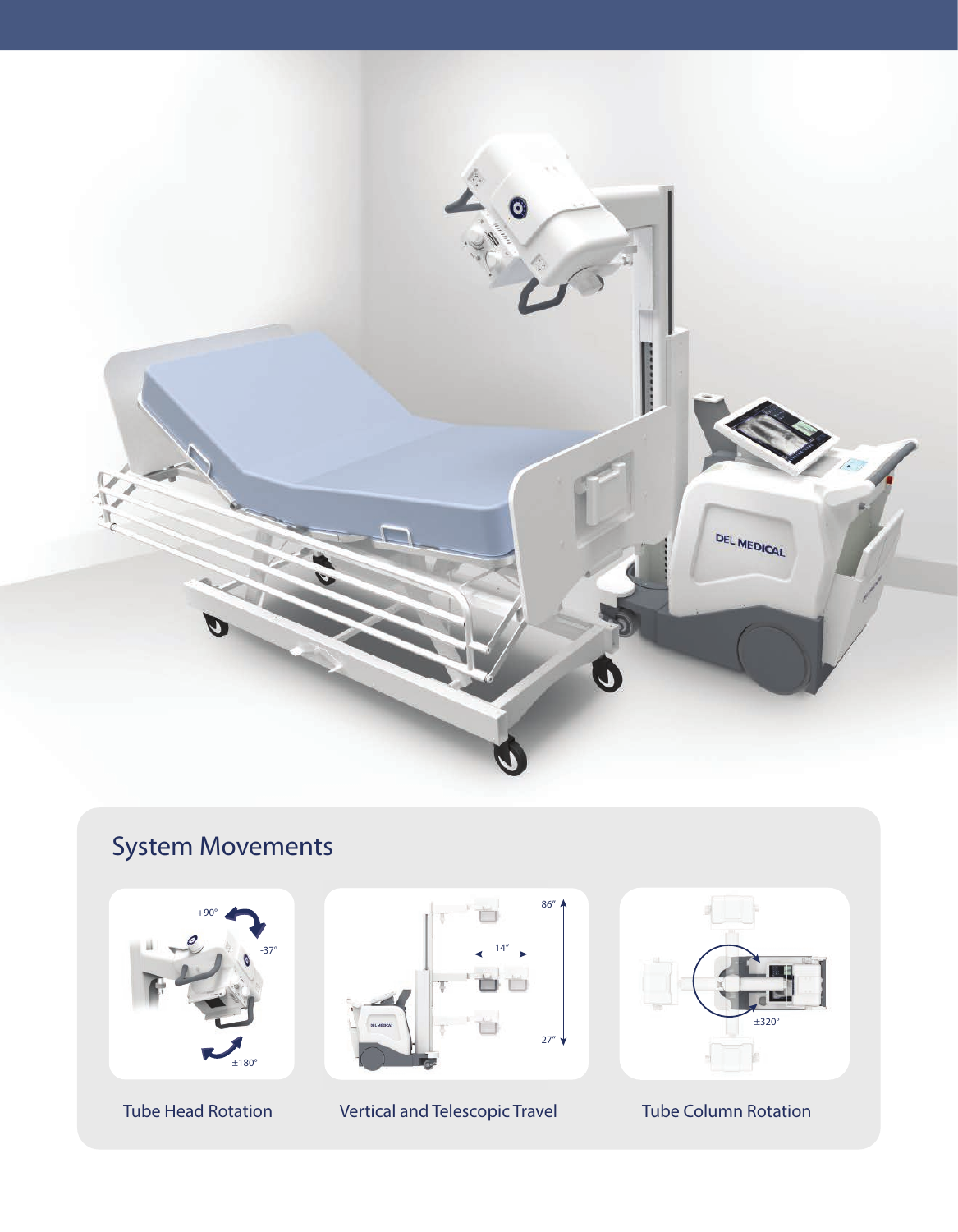## System Movements

Tube Head Rotation

Vertical and Telescopic Travel

Tube Column Rotation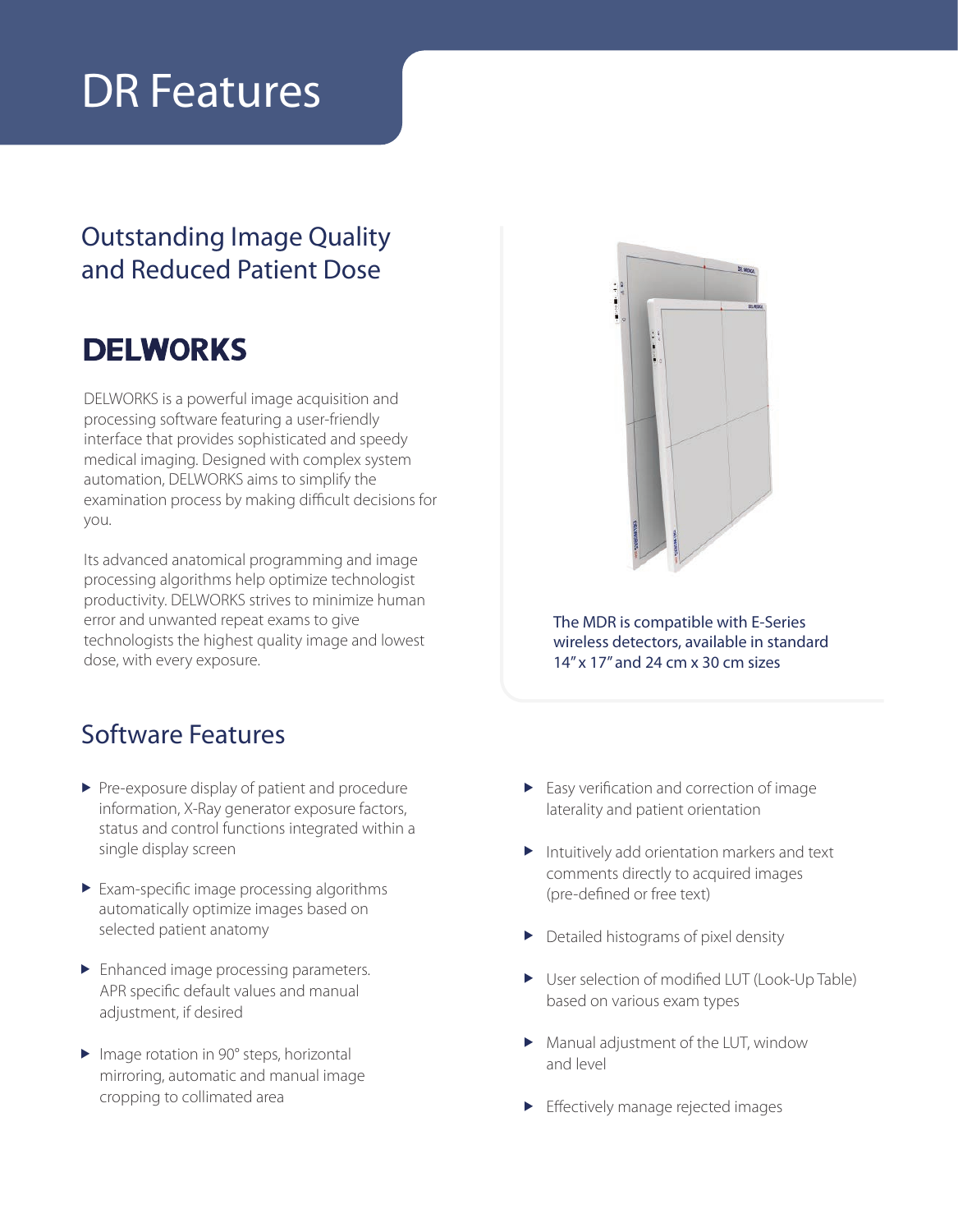# DR Features

## Outstanding Image Quality and Reduced Patient Dose

### DELWORKS

DELWORKS is a powerful image acquisition and processing software featuring a user-friendly interface that provides sophisticated and speedy medical imaging. Designed with complex system automation, DELWORKS aims to simplify the examination process by making difficult decisions for you.

Its advanced anatomical programming and image processing algorithms help optimize technologist productivity. DELWORKS strives to minimize human error and unwanted repeat exams to give technologists the highest quality image and lowest dose, with every exposure.

The MDR is compatible with E-Series wireless detectors, available in standard 14" x 17" and 24 cm x 30 cm sizes

## Software Features

- Pre-exposure display of patient and procedure information, X-Ray generator exposure factors, status and control functions integrated within a single display screen
- Exam-specific image processing algorithms automatically optimize images based on selected patient anatomy
- Enhanced image processing parameters. APR specific default values and manual adjustment, if desired
- Image rotation in 90° steps, horizontal mirroring, automatic and manual image cropping to collimated area
- Easy verification and correction of image laterality and patient orientation
- Intuitively add orientation markers and text comments directly to acquired images (pre-defined or free text)
- Detailed histograms of pixel density
- User selection of modified LUT (Look-Up Table) based on various exam types
- Manual adjustment of the LUT, window and level
- Effectively manage rejected images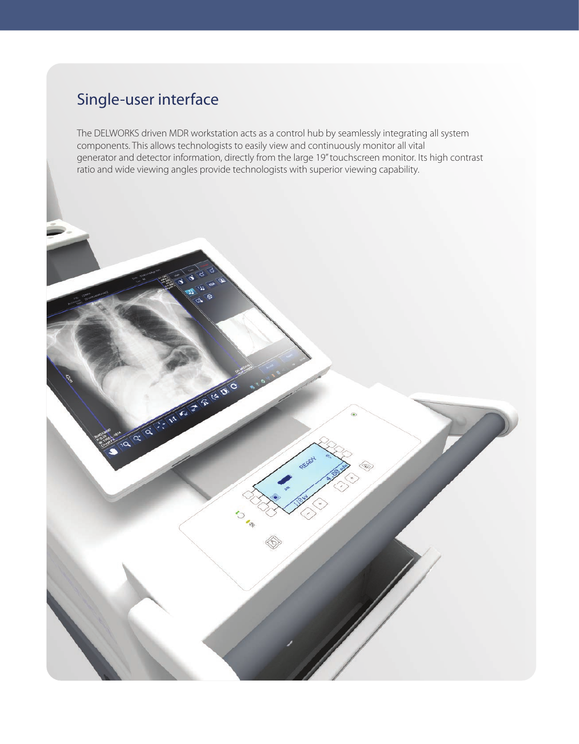## Single-user interface

The DELWORKS driven MDR workstation acts as a control hub by seamlessly integrating all system components. This allows technologists to easily view and continuously monitor all vital generator and detector information, directly from the large 19" touchscreen monitor. Its high contrast ratio and wide viewing angles provide technologists with superior viewing capability.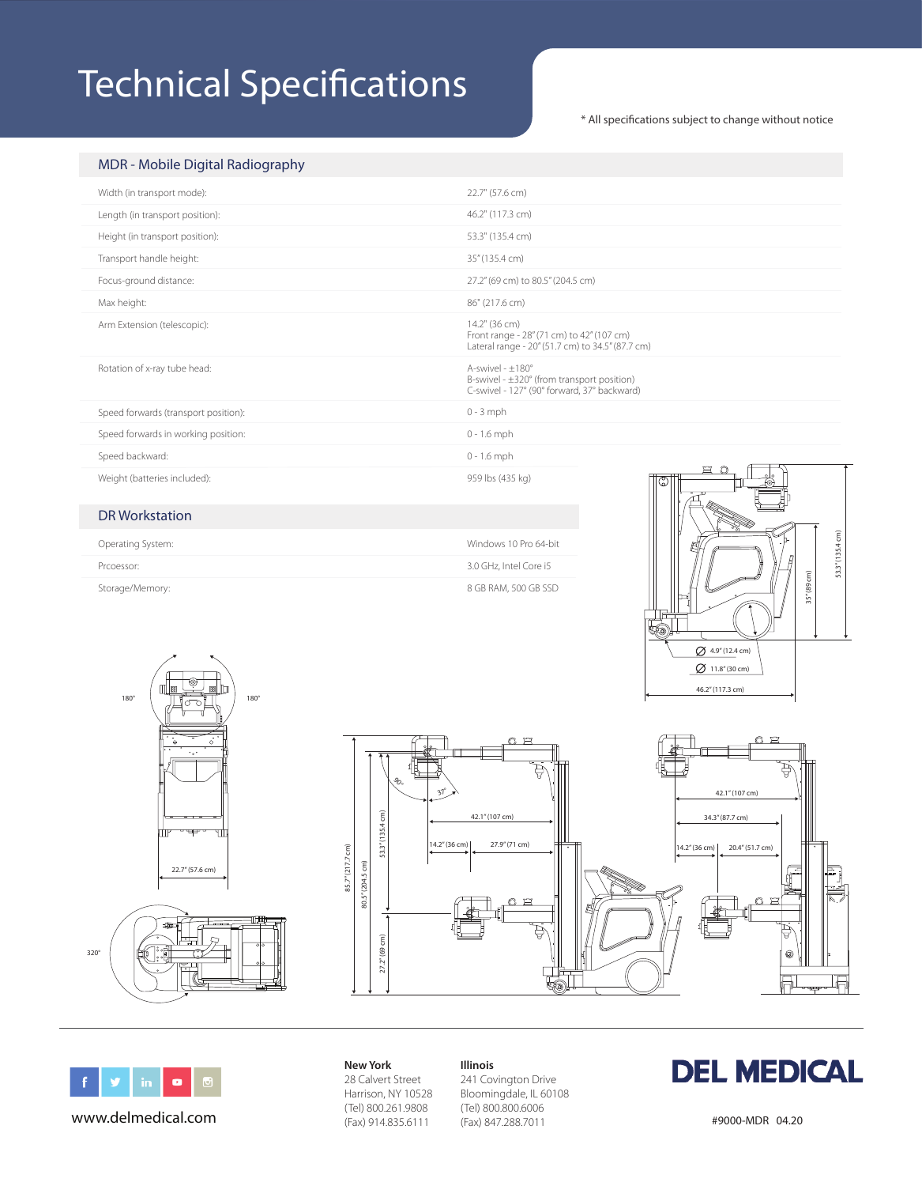# Technical Specifications

\* All specifications subject to change without notice

## MDR - Mobile Digital Radiography

| | |
|---|---|
| Width (in transport mode): | 22.7" (57.6 cm) |
| Length (in transport position): | 46.2" (117.3 cm) |
| Height (in transport position): | 53.3" (135.4 cm) |
| Transport handle height: | 35" (135.4 cm) |
| Focus-ground distance: | 27.2" (69 cm) to 80.5" (204.5 cm) |
| Max height: | 86" (217.6 cm) |
| Arm Extension (telescopic): | 14.2" (36 cm)<br>Front range - 28" (71 cm) to 42" (107 cm)<br>Lateral range - 20" (51.7 cm) to 34.5" (87.7 cm) |
| Rotation of x-ray tube head: | A-swivel - ±180°<br>B-swivel - ±320° (from transport position)<br>C-swivel - 127° (90° forward, 37° backward) |
| Speed forwards (transport position): | 0 - 3 mph |
| Speed forwards in working position: | 0 - 1.6 mph |
| Speed backward: | 0 - 1.6 mph |
| Weight (batteries included): | 959 lbs (435 kg) |

## DR Workstation

| | |
|---|---|
| Operating System: | Windows 10 Pro 64-bit |
| Prcoessor: | 3.0 GHz, Intel Core i5 |
| Storage/Memory: | 8 GB RAM, 500 GB SSD |

53.3" (135.4 cm)
35" (89 cm)
Ø 4.9" (12.4 cm)
Ø 11.8" (30 cm)
46.2" (117.3 cm)

180°
180°
22.7" (57.6 cm)
320°

85.7" (217.7 cm)
80.5" (204.5 cm)
53.3" (135.4 cm)
27.2" (69 cm)
90°
37°
42.1" (107 cm)
14.2" (36 cm)
27.9" (71 cm)

42.1" (107 cm)
34.3" (87.7 cm)
14.2" (36 cm)
20.4" (51.7 cm)

www.delmedical.com

**New York**
28 Calvert Street
Harrison, NY 10528
(Tel) 800.261.9808
(Fax) 914.835.6111

**Illinois**
241 Covington Drive
Bloomingdale, IL 60108
(Tel) 800.800.6006
(Fax) 847.288.7011

DEL MEDICAL

#9000-MDR 04.20